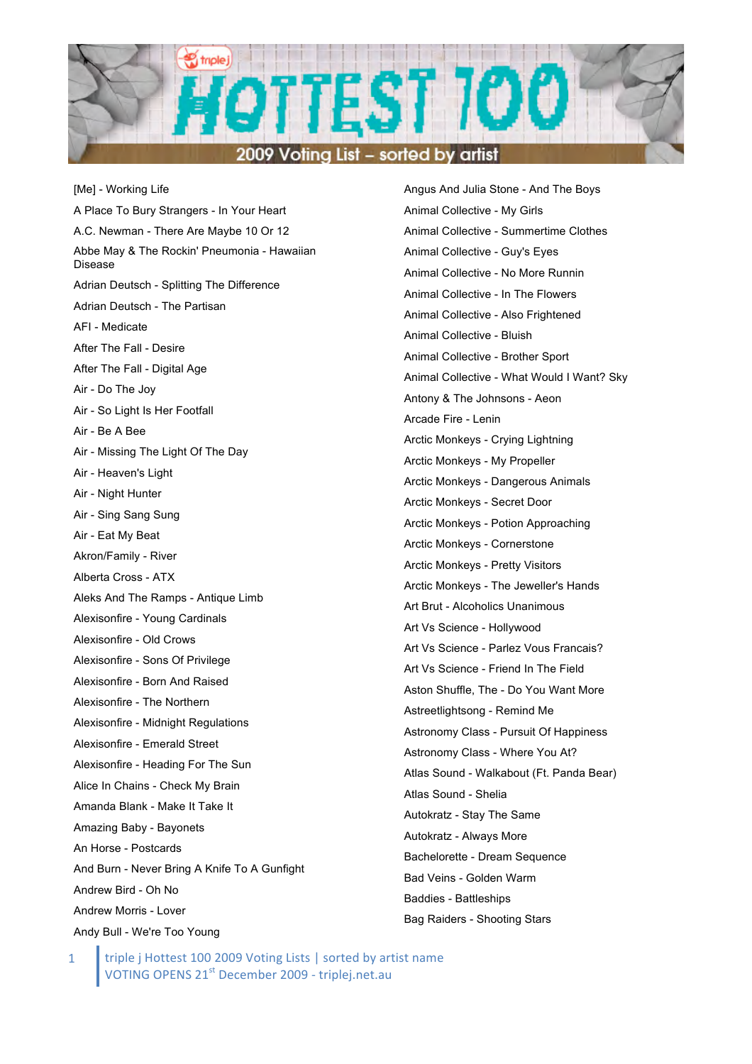# triple j HOTTEST 100

## 2009 Voting List – sorted by artist

[Me] - Working Life
A Place To Bury Strangers - In Your Heart
A.C. Newman - There Are Maybe 10 Or 12
Abbe May & The Rockin' Pneumonia - Hawaiian Disease
Adrian Deutsch - Splitting The Difference
Adrian Deutsch - The Partisan
AFI - Medicate
After The Fall - Desire
After The Fall - Digital Age
Air - Do The Joy
Air - So Light Is Her Footfall
Air - Be A Bee
Air - Missing The Light Of The Day
Air - Heaven's Light
Air - Night Hunter
Air - Sing Sang Sung
Air - Eat My Beat
Akron/Family - River
Alberta Cross - ATX
Aleks And The Ramps - Antique Limb
Alexisonfire - Young Cardinals
Alexisonfire - Old Crows
Alexisonfire - Sons Of Privilege
Alexisonfire - Born And Raised
Alexisonfire - The Northern
Alexisonfire - Midnight Regulations
Alexisonfire - Emerald Street
Alexisonfire - Heading For The Sun
Alice In Chains - Check My Brain
Amanda Blank - Make It Take It
Amazing Baby - Bayonets
An Horse - Postcards
And Burn - Never Bring A Knife To A Gunfight
Andrew Bird - Oh No
Andrew Morris - Lover
Andy Bull - We're Too Young
Angus And Julia Stone - And The Boys
Animal Collective - My Girls
Animal Collective - Summertime Clothes
Animal Collective - Guy's Eyes
Animal Collective - No More Runnin
Animal Collective - In The Flowers
Animal Collective - Also Frightened
Animal Collective - Bluish
Animal Collective - Brother Sport
Animal Collective - What Would I Want? Sky
Antony & The Johnsons - Aeon
Arcade Fire - Lenin
Arctic Monkeys - Crying Lightning
Arctic Monkeys - My Propeller
Arctic Monkeys - Dangerous Animals
Arctic Monkeys - Secret Door
Arctic Monkeys - Potion Approaching
Arctic Monkeys - Cornerstone
Arctic Monkeys - Pretty Visitors
Arctic Monkeys - The Jeweller's Hands
Art Brut - Alcoholics Unanimous
Art Vs Science - Hollywood
Art Vs Science - Parlez Vous Francais?
Art Vs Science - Friend In The Field
Aston Shuffle, The - Do You Want More
Astreetlightsong - Remind Me
Astronomy Class - Pursuit Of Happiness
Astronomy Class - Where You At?
Atlas Sound - Walkabout (Ft. Panda Bear)
Atlas Sound - Shelia
Autokratz - Stay The Same
Autokratz - Always More
Bachelorette - Dream Sequence
Bad Veins - Golden Warm
Baddies - Battleships
Bag Raiders - Shooting Stars

triple j Hottest 100 2009 Voting Lists | sorted by artist name
VOTING OPENS 21st December 2009 - triplej.net.au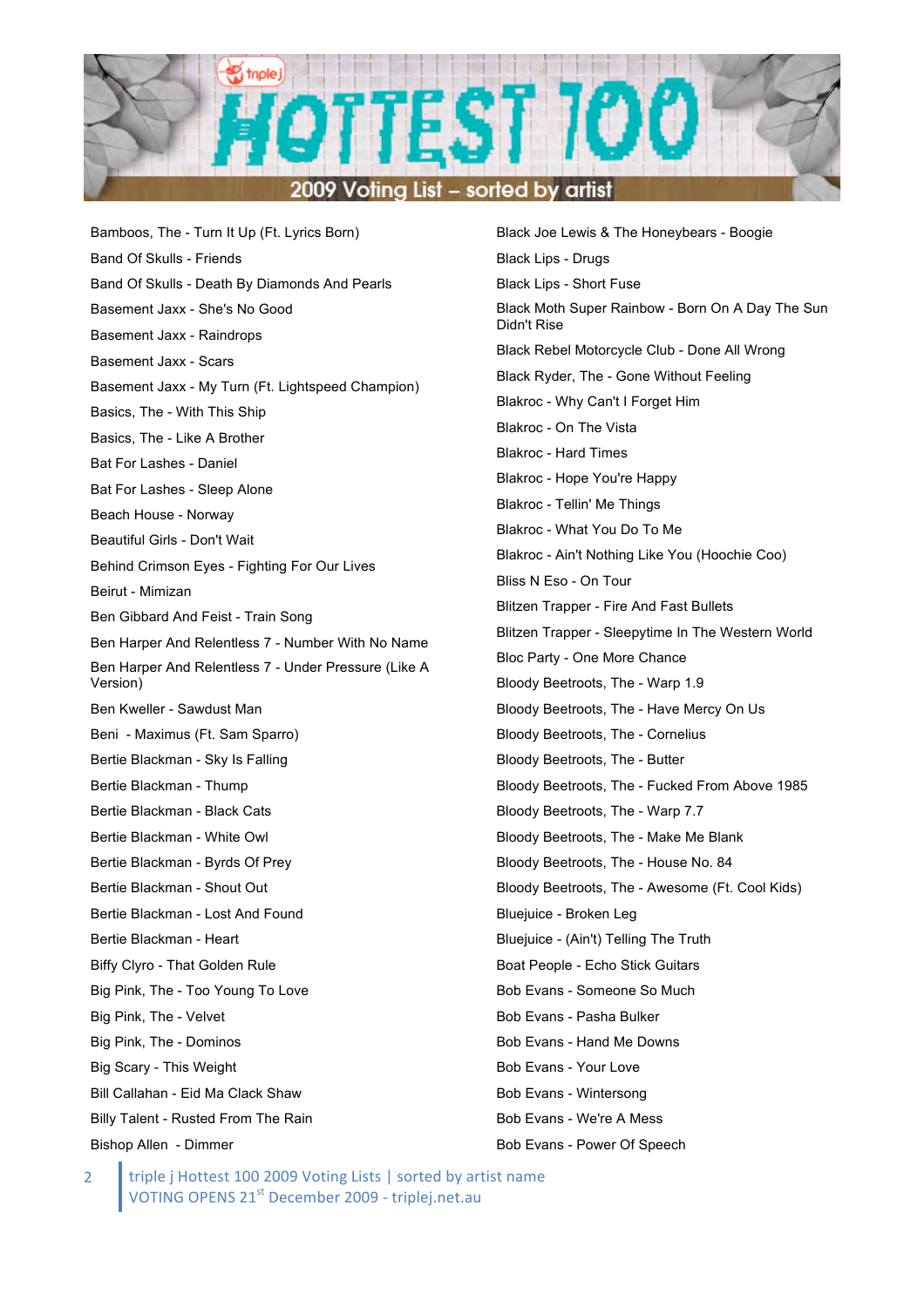# 2009 Voting List – sorted by artist

Bamboos, The - Turn It Up (Ft. Lyrics Born)
Band Of Skulls - Friends
Band Of Skulls - Death By Diamonds And Pearls
Basement Jaxx - She's No Good
Basement Jaxx - Raindrops
Basement Jaxx - Scars
Basement Jaxx - My Turn (Ft. Lightspeed Champion)
Basics, The - With This Ship
Basics, The - Like A Brother
Bat For Lashes - Daniel
Bat For Lashes - Sleep Alone
Beach House - Norway
Beautiful Girls - Don't Wait
Behind Crimson Eyes - Fighting For Our Lives
Beirut - Mimizan
Ben Gibbard And Feist - Train Song
Ben Harper And Relentless 7 - Number With No Name
Ben Harper And Relentless 7 - Under Pressure (Like A Version)
Ben Kweller - Sawdust Man
Beni - Maximus (Ft. Sam Sparro)
Bertie Blackman - Sky Is Falling
Bertie Blackman - Thump
Bertie Blackman - Black Cats
Bertie Blackman - White Owl
Bertie Blackman - Byrds Of Prey
Bertie Blackman - Shout Out
Bertie Blackman - Lost And Found
Bertie Blackman - Heart
Biffy Clyro - That Golden Rule
Big Pink, The - Too Young To Love
Big Pink, The - Velvet
Big Pink, The - Dominos
Big Scary - This Weight
Bill Callahan - Eid Ma Clack Shaw
Billy Talent - Rusted From The Rain
Bishop Allen - Dimmer
Black Joe Lewis & The Honeybears - Boogie
Black Lips - Drugs
Black Lips - Short Fuse
Black Moth Super Rainbow - Born On A Day The Sun Didn't Rise
Black Rebel Motorcycle Club - Done All Wrong
Black Ryder, The - Gone Without Feeling
Blakroc - Why Can't I Forget Him
Blakroc - On The Vista
Blakroc - Hard Times
Blakroc - Hope You're Happy
Blakroc - Tellin' Me Things
Blakroc - What You Do To Me
Blakroc - Ain't Nothing Like You (Hoochie Coo)
Bliss N Eso - On Tour
Blitzen Trapper - Fire And Fast Bullets
Blitzen Trapper - Sleepytime In The Western World
Bloc Party - One More Chance
Bloody Beetroots, The - Warp 1.9
Bloody Beetroots, The - Have Mercy On Us
Bloody Beetroots, The - Cornelius
Bloody Beetroots, The - Butter
Bloody Beetroots, The - Fucked From Above 1985
Bloody Beetroots, The - Warp 7.7
Bloody Beetroots, The - Make Me Blank
Bloody Beetroots, The - House No. 84
Bloody Beetroots, The - Awesome (Ft. Cool Kids)
Bluejuice - Broken Leg
Bluejuice - (Ain't) Telling The Truth
Boat People - Echo Stick Guitars
Bob Evans - Someone So Much
Bob Evans - Pasha Bulker
Bob Evans - Hand Me Downs
Bob Evans - Your Love
Bob Evans - Wintersong
Bob Evans - We're A Mess
Bob Evans - Power Of Speech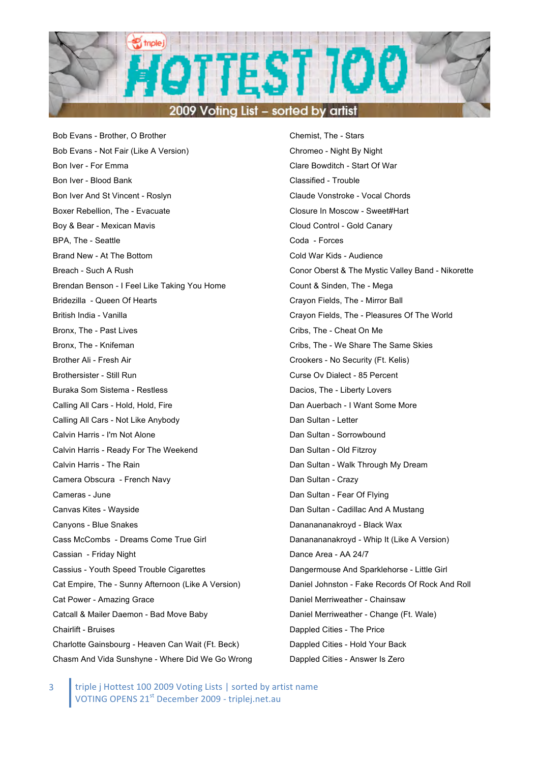# HOTTEST 100

## 2009 Voting List – sorted by artist

Bob Evans - Brother, O Brother
Bob Evans - Not Fair (Like A Version)
Bon Iver - For Emma
Bon Iver - Blood Bank
Bon Iver And St Vincent - Roslyn
Boxer Rebellion, The - Evacuate
Boy & Bear - Mexican Mavis
BPA, The - Seattle
Brand New - At The Bottom
Breach - Such A Rush
Brendan Benson - I Feel Like Taking You Home
Bridezilla - Queen Of Hearts
British India - Vanilla
Bronx, The - Past Lives
Bronx, The - Knifeman
Brother Ali - Fresh Air
Brothersister - Still Run
Buraka Som Sistema - Restless
Calling All Cars - Hold, Hold, Fire
Calling All Cars - Not Like Anybody
Calvin Harris - I'm Not Alone
Calvin Harris - Ready For The Weekend
Calvin Harris - The Rain
Camera Obscura - French Navy
Cameras - June
Canvas Kites - Wayside
Canyons - Blue Snakes
Cass McCombs - Dreams Come True Girl
Cassian - Friday Night
Cassius - Youth Speed Trouble Cigarettes
Cat Empire, The - Sunny Afternoon (Like A Version)
Cat Power - Amazing Grace
Catcall & Mailer Daemon - Bad Move Baby
Chairlift - Bruises
Charlotte Gainsbourg - Heaven Can Wait (Ft. Beck)
Chasm And Vida Sunshyne - Where Did We Go Wrong
Chemist, The - Stars
Chromeo - Night By Night
Clare Bowditch - Start Of War
Classified - Trouble
Claude Vonstroke - Vocal Chords
Closure In Moscow - Sweet#Hart
Cloud Control - Gold Canary
Coda - Forces
Cold War Kids - Audience
Conor Oberst & The Mystic Valley Band - Nikorette
Count & Sinden, The - Mega
Crayon Fields, The - Mirror Ball
Crayon Fields, The - Pleasures Of The World
Cribs, The - Cheat On Me
Cribs, The - We Share The Same Skies
Crookers - No Security (Ft. Kelis)
Curse Ov Dialect - 85 Percent
Dacios, The - Liberty Lovers
Dan Auerbach - I Want Some More
Dan Sultan - Letter
Dan Sultan - Sorrowbound
Dan Sultan - Old Fitzroy
Dan Sultan - Walk Through My Dream
Dan Sultan - Crazy
Dan Sultan - Fear Of Flying
Dan Sultan - Cadillac And A Mustang
Danananankroyd - Black Wax
Danananankroyd - Whip It (Like A Version)
Dance Area - AA 24/7
Dangermouse And Sparklehorse - Little Girl
Daniel Johnston - Fake Records Of Rock And Roll
Daniel Merriweather - Chainsaw
Daniel Merriweather - Change (Ft. Wale)
Dappled Cities - The Price
Dappled Cities - Hold Your Back
Dappled Cities - Answer Is Zero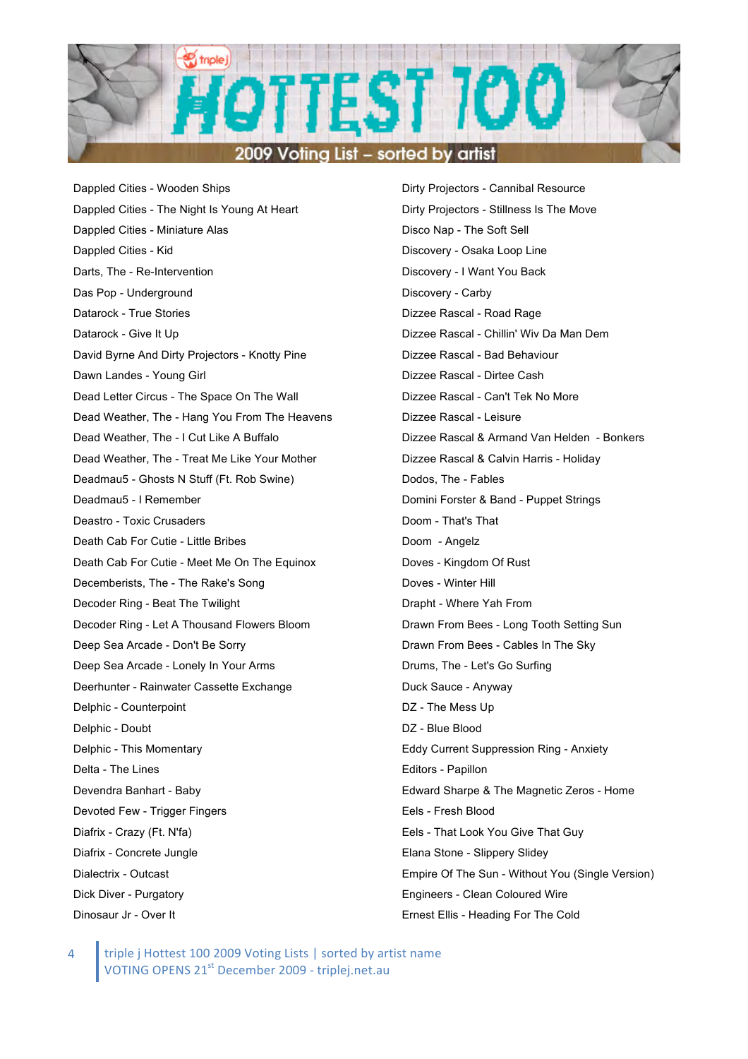# 2009 Voting List – sorted by artist

Dappled Cities - Wooden Ships
Dappled Cities - The Night Is Young At Heart
Dappled Cities - Miniature Alas
Dappled Cities - Kid
Darts, The - Re-Intervention
Das Pop - Underground
Datarock - True Stories
Datarock - Give It Up
David Byrne And Dirty Projectors - Knotty Pine
Dawn Landes - Young Girl
Dead Letter Circus - The Space On The Wall
Dead Weather, The - Hang You From The Heavens
Dead Weather, The - I Cut Like A Buffalo
Dead Weather, The - Treat Me Like Your Mother
Deadmau5 - Ghosts N Stuff (Ft. Rob Swine)
Deadmau5 - I Remember
Deastro - Toxic Crusaders
Death Cab For Cutie - Little Bribes
Death Cab For Cutie - Meet Me On The Equinox
Decemberists, The - The Rake's Song
Decoder Ring - Beat The Twilight
Decoder Ring - Let A Thousand Flowers Bloom
Deep Sea Arcade - Don't Be Sorry
Deep Sea Arcade - Lonely In Your Arms
Deerhunter - Rainwater Cassette Exchange
Delphic - Counterpoint
Delphic - Doubt
Delphic - This Momentary
Delta - The Lines
Devendra Banhart - Baby
Devoted Few - Trigger Fingers
Diafrix - Crazy (Ft. N'fa)
Diafrix - Concrete Jungle
Dialectrix - Outcast
Dick Diver - Purgatory
Dinosaur Jr - Over It
Dirty Projectors - Cannibal Resource
Dirty Projectors - Stillness Is The Move
Disco Nap - The Soft Sell
Discovery - Osaka Loop Line
Discovery - I Want You Back
Discovery - Carby
Dizzee Rascal - Road Rage
Dizzee Rascal - Chillin' Wiv Da Man Dem
Dizzee Rascal - Bad Behaviour
Dizzee Rascal - Dirtee Cash
Dizzee Rascal - Can't Tek No More
Dizzee Rascal - Leisure
Dizzee Rascal & Armand Van Helden - Bonkers
Dizzee Rascal & Calvin Harris - Holiday
Dodos, The - Fables
Domini Forster & Band - Puppet Strings
Doom - That's That
Doom - Angelz
Doves - Kingdom Of Rust
Doves - Winter Hill
Drapht - Where Yah From
Drawn From Bees - Long Tooth Setting Sun
Drawn From Bees - Cables In The Sky
Drums, The - Let's Go Surfing
Duck Sauce - Anyway
DZ - The Mess Up
DZ - Blue Blood
Eddy Current Suppression Ring - Anxiety
Editors - Papillon
Edward Sharpe & The Magnetic Zeros - Home
Eels - Fresh Blood
Eels - That Look You Give That Guy
Elana Stone - Slippery Slidey
Empire Of The Sun - Without You (Single Version)
Engineers - Clean Coloured Wire
Ernest Ellis - Heading For The Cold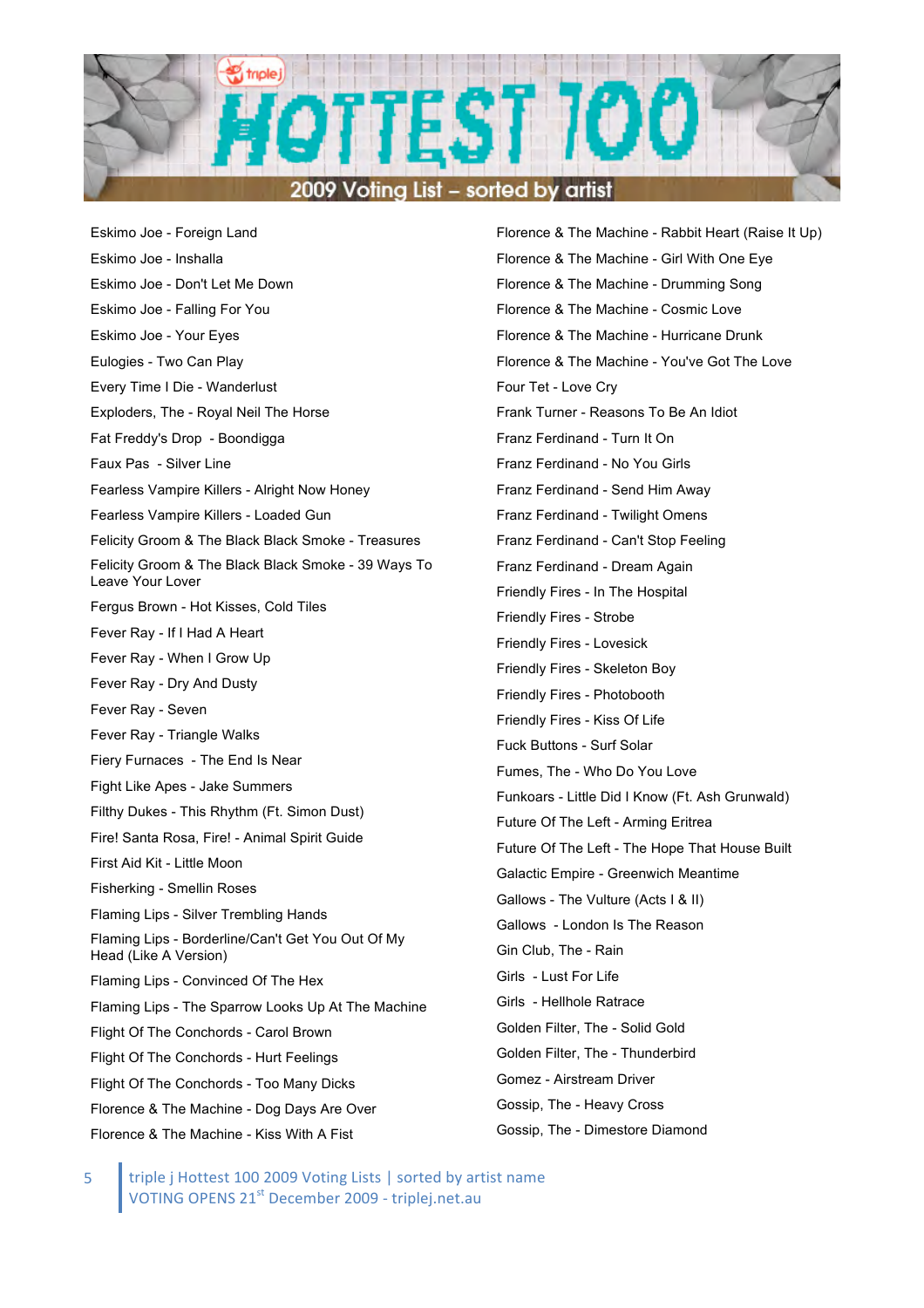# HOTTEST 100

## 2009 Voting List – sorted by artist

Eskimo Joe - Foreign Land
Eskimo Joe - Inshalla
Eskimo Joe - Don't Let Me Down
Eskimo Joe - Falling For You
Eskimo Joe - Your Eyes
Eulogies - Two Can Play
Every Time I Die - Wanderlust
Exploders, The - Royal Neil The Horse
Fat Freddy's Drop - Boondigga
Faux Pas - Silver Line
Fearless Vampire Killers - Alright Now Honey
Fearless Vampire Killers - Loaded Gun
Felicity Groom & The Black Black Smoke - Treasures
Felicity Groom & The Black Black Smoke - 39 Ways To Leave Your Lover
Fergus Brown - Hot Kisses, Cold Tiles
Fever Ray - If I Had A Heart
Fever Ray - When I Grow Up
Fever Ray - Dry And Dusty
Fever Ray - Seven
Fever Ray - Triangle Walks
Fiery Furnaces - The End Is Near
Fight Like Apes - Jake Summers
Filthy Dukes - This Rhythm (Ft. Simon Dust)
Fire! Santa Rosa, Fire! - Animal Spirit Guide
First Aid Kit - Little Moon
Fisherking - Smellin Roses
Flaming Lips - Silver Trembling Hands
Flaming Lips - Borderline/Can't Get You Out Of My Head (Like A Version)
Flaming Lips - Convinced Of The Hex
Flaming Lips - The Sparrow Looks Up At The Machine
Flight Of The Conchords - Carol Brown
Flight Of The Conchords - Hurt Feelings
Flight Of The Conchords - Too Many Dicks
Florence & The Machine - Dog Days Are Over
Florence & The Machine - Kiss With A Fist
Florence & The Machine - Rabbit Heart (Raise It Up)
Florence & The Machine - Girl With One Eye
Florence & The Machine - Drumming Song
Florence & The Machine - Cosmic Love
Florence & The Machine - Hurricane Drunk
Florence & The Machine - You've Got The Love
Four Tet - Love Cry
Frank Turner - Reasons To Be An Idiot
Franz Ferdinand - Turn It On
Franz Ferdinand - No You Girls
Franz Ferdinand - Send Him Away
Franz Ferdinand - Twilight Omens
Franz Ferdinand - Can't Stop Feeling
Franz Ferdinand - Dream Again
Friendly Fires - In The Hospital
Friendly Fires - Strobe
Friendly Fires - Lovesick
Friendly Fires - Skeleton Boy
Friendly Fires - Photobooth
Friendly Fires - Kiss Of Life
Fuck Buttons - Surf Solar
Fumes, The - Who Do You Love
Funkoars - Little Did I Know (Ft. Ash Grunwald)
Future Of The Left - Arming Eritrea
Future Of The Left - The Hope That House Built
Galactic Empire - Greenwich Meantime
Gallows - The Vulture (Acts I & II)
Gallows - London Is The Reason
Gin Club, The - Rain
Girls - Lust For Life
Girls - Hellhole Ratrace
Golden Filter, The - Solid Gold
Golden Filter, The - Thunderbird
Gomez - Airstream Driver
Gossip, The - Heavy Cross
Gossip, The - Dimestore Diamond

triple j Hottest 100 2009 Voting Lists | sorted by artist name
VOTING OPENS 21st December 2009 - triplej.net.au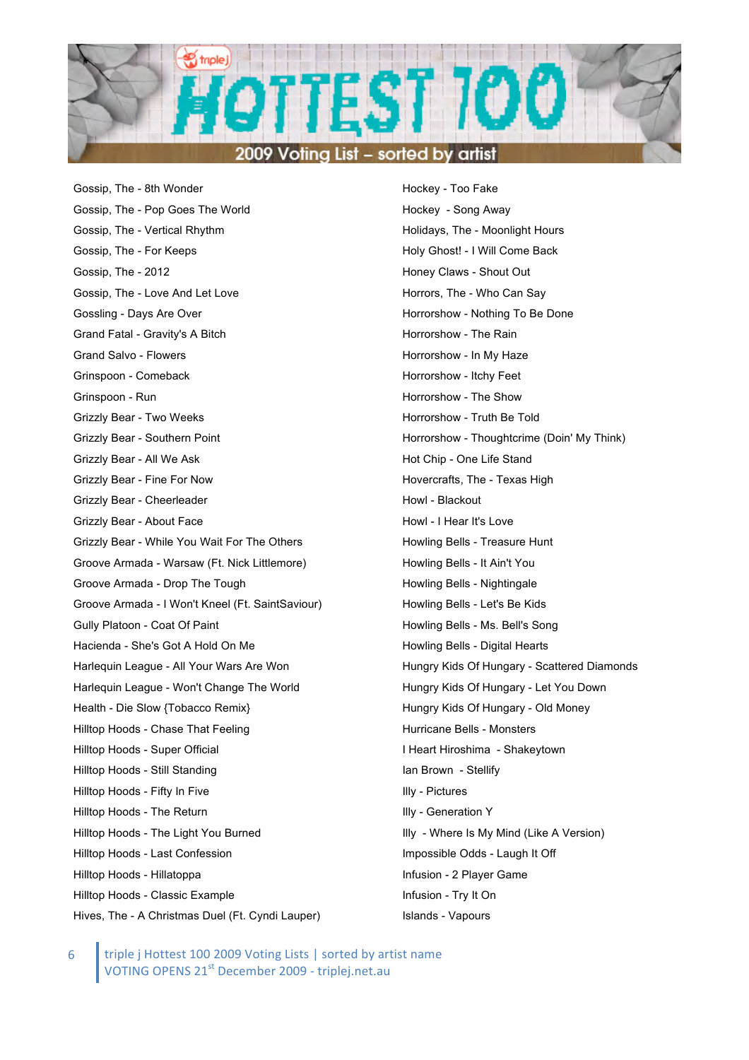# Hottest 100 — 2009 Voting List – sorted by artist

Gossip, The - 8th Wonder
Gossip, The - Pop Goes The World
Gossip, The - Vertical Rhythm
Gossip, The - For Keeps
Gossip, The - 2012
Gossip, The - Love And Let Love
Gossling - Days Are Over
Grand Fatal - Gravity's A Bitch
Grand Salvo - Flowers
Grinspoon - Comeback
Grinspoon - Run
Grizzly Bear - Two Weeks
Grizzly Bear - Southern Point
Grizzly Bear - All We Ask
Grizzly Bear - Fine For Now
Grizzly Bear - Cheerleader
Grizzly Bear - About Face
Grizzly Bear - While You Wait For The Others
Groove Armada - Warsaw (Ft. Nick Littlemore)
Groove Armada - Drop The Tough
Groove Armada - I Won't Kneel (Ft. SaintSaviour)
Gully Platoon - Coat Of Paint
Hacienda - She's Got A Hold On Me
Harlequin League - All Your Wars Are Won
Harlequin League - Won't Change The World
Health - Die Slow {Tobacco Remix}
Hilltop Hoods - Chase That Feeling
Hilltop Hoods - Super Official
Hilltop Hoods - Still Standing
Hilltop Hoods - Fifty In Five
Hilltop Hoods - The Return
Hilltop Hoods - The Light You Burned
Hilltop Hoods - Last Confession
Hilltop Hoods - Hillatoppa
Hilltop Hoods - Classic Example
Hives, The - A Christmas Duel (Ft. Cyndi Lauper)
Hockey - Too Fake
Hockey - Song Away
Holidays, The - Moonlight Hours
Holy Ghost! - I Will Come Back
Honey Claws - Shout Out
Horrors, The - Who Can Say
Horrorshow - Nothing To Be Done
Horrorshow - The Rain
Horrorshow - In My Haze
Horrorshow - Itchy Feet
Horrorshow - The Show
Horrorshow - Truth Be Told
Horrorshow - Thoughtcrime (Doin' My Think)
Hot Chip - One Life Stand
Hovercrafts, The - Texas High
Howl - Blackout
Howl - I Hear It's Love
Howling Bells - Treasure Hunt
Howling Bells - It Ain't You
Howling Bells - Nightingale
Howling Bells - Let's Be Kids
Howling Bells - Ms. Bell's Song
Howling Bells - Digital Hearts
Hungry Kids Of Hungary - Scattered Diamonds
Hungry Kids Of Hungary - Let You Down
Hungry Kids Of Hungary - Old Money
Hurricane Bells - Monsters
I Heart Hiroshima - Shakeytown
Ian Brown - Stellify
Illy - Pictures
Illy - Generation Y
Illy - Where Is My Mind (Like A Version)
Impossible Odds - Laugh It Off
Infusion - 2 Player Game
Infusion - Try It On
Islands - Vapours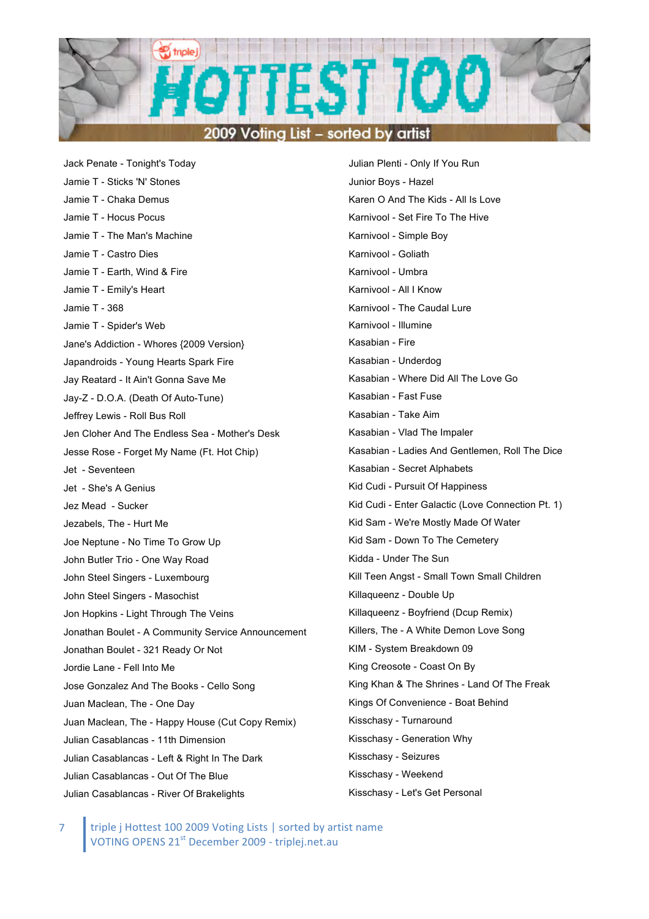# HOTTEST 100

## 2009 Voting List – sorted by artist

Jack Penate - Tonight's Today
Jamie T - Sticks 'N' Stones
Jamie T - Chaka Demus
Jamie T - Hocus Pocus
Jamie T - The Man's Machine
Jamie T - Castro Dies
Jamie T - Earth, Wind & Fire
Jamie T - Emily's Heart
Jamie T - 368
Jamie T - Spider's Web
Jane's Addiction - Whores {2009 Version}
Japandroids - Young Hearts Spark Fire
Jay Reatard - It Ain't Gonna Save Me
Jay-Z - D.O.A. (Death Of Auto-Tune)
Jeffrey Lewis - Roll Bus Roll
Jen Cloher And The Endless Sea - Mother's Desk
Jesse Rose - Forget My Name (Ft. Hot Chip)
Jet - Seventeen
Jet - She's A Genius
Jez Mead - Sucker
Jezabels, The - Hurt Me
Joe Neptune - No Time To Grow Up
John Butler Trio - One Way Road
John Steel Singers - Luxembourg
John Steel Singers - Masochist
Jon Hopkins - Light Through The Veins
Jonathan Boulet - A Community Service Announcement
Jonathan Boulet - 321 Ready Or Not
Jordie Lane - Fell Into Me
Jose Gonzalez And The Books - Cello Song
Juan Maclean, The - One Day
Juan Maclean, The - Happy House (Cut Copy Remix)
Julian Casablancas - 11th Dimension
Julian Casablancas - Left & Right In The Dark
Julian Casablancas - Out Of The Blue
Julian Casablancas - River Of Brakelights
Julian Plenti - Only If You Run
Junior Boys - Hazel
Karen O And The Kids - All Is Love
Karnivool - Set Fire To The Hive
Karnivool - Simple Boy
Karnivool - Goliath
Karnivool - Umbra
Karnivool - All I Know
Karnivool - The Caudal Lure
Karnivool - Illumine
Kasabian - Fire
Kasabian - Underdog
Kasabian - Where Did All The Love Go
Kasabian - Fast Fuse
Kasabian - Take Aim
Kasabian - Vlad The Impaler
Kasabian - Ladies And Gentlemen, Roll The Dice
Kasabian - Secret Alphabets
Kid Cudi - Pursuit Of Happiness
Kid Cudi - Enter Galactic (Love Connection Pt. 1)
Kid Sam - We're Mostly Made Of Water
Kid Sam - Down To The Cemetery
Kidda - Under The Sun
Kill Teen Angst - Small Town Small Children
Killaqueenz - Double Up
Killaqueenz - Boyfriend (Dcup Remix)
Killers, The - A White Demon Love Song
KIM - System Breakdown 09
King Creosote - Coast On By
King Khan & The Shrines - Land Of The Freak
Kings Of Convenience - Boat Behind
Kisschasy - Turnaround
Kisschasy - Generation Why
Kisschasy - Seizures
Kisschasy - Weekend
Kisschasy - Let's Get Personal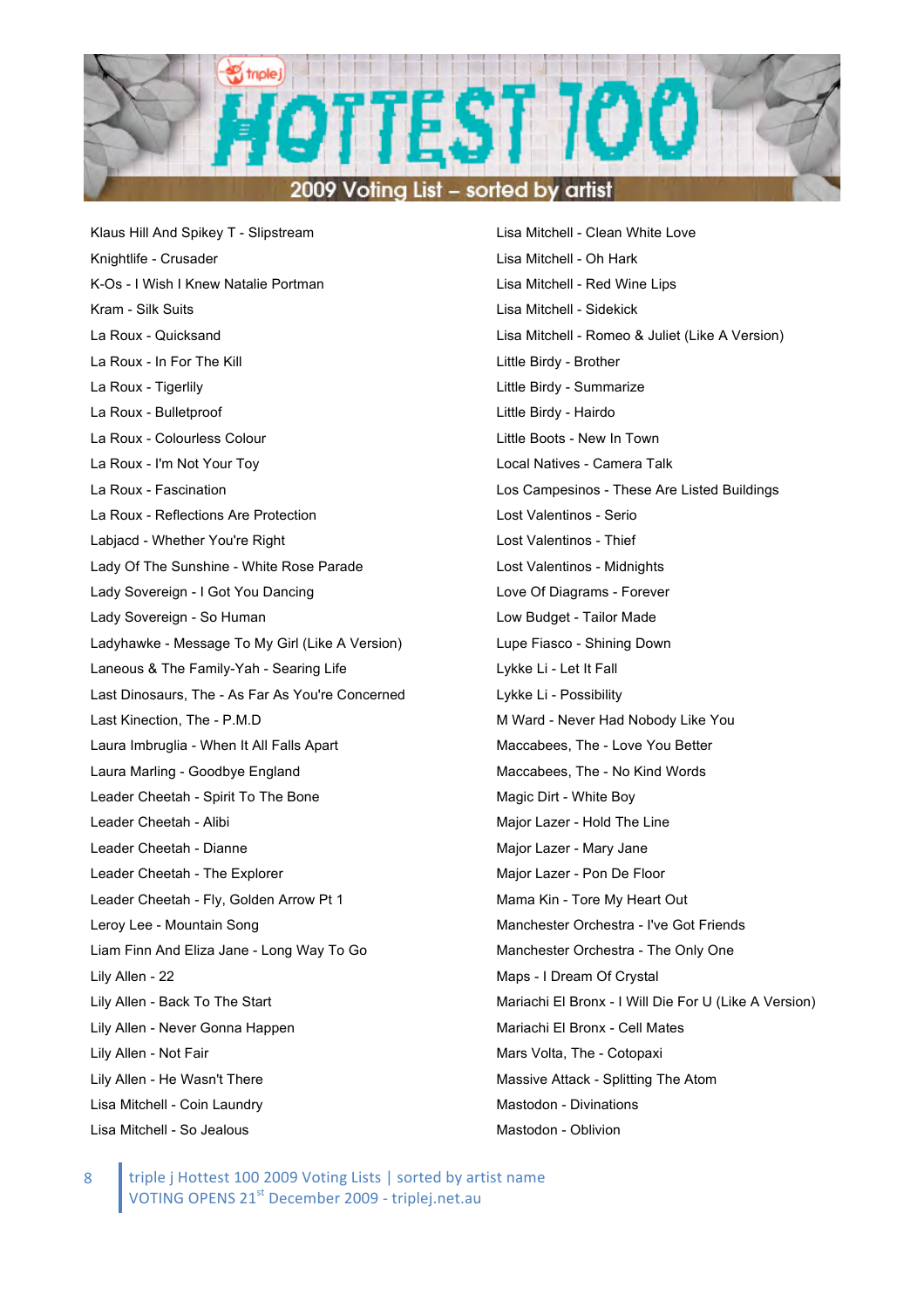# 2009 Voting List – sorted by artist

Klaus Hill And Spikey T - Slipstream
Knightlife - Crusader
K-Os - I Wish I Knew Natalie Portman
Kram - Silk Suits
La Roux - Quicksand
La Roux - In For The Kill
La Roux - Tigerlily
La Roux - Bulletproof
La Roux - Colourless Colour
La Roux - I'm Not Your Toy
La Roux - Fascination
La Roux - Reflections Are Protection
Labjacd - Whether You're Right
Lady Of The Sunshine - White Rose Parade
Lady Sovereign - I Got You Dancing
Lady Sovereign - So Human
Ladyhawke - Message To My Girl (Like A Version)
Laneous & The Family-Yah - Searing Life
Last Dinosaurs, The - As Far As You're Concerned
Last Kinection, The - P.M.D
Laura Imbruglia - When It All Falls Apart
Laura Marling - Goodbye England
Leader Cheetah - Spirit To The Bone
Leader Cheetah - Alibi
Leader Cheetah - Dianne
Leader Cheetah - The Explorer
Leader Cheetah - Fly, Golden Arrow Pt 1
Leroy Lee - Mountain Song
Liam Finn And Eliza Jane - Long Way To Go
Lily Allen - 22
Lily Allen - Back To The Start
Lily Allen - Never Gonna Happen
Lily Allen - Not Fair
Lily Allen - He Wasn't There
Lisa Mitchell - Coin Laundry
Lisa Mitchell - So Jealous
Lisa Mitchell - Clean White Love
Lisa Mitchell - Oh Hark
Lisa Mitchell - Red Wine Lips
Lisa Mitchell - Sidekick
Lisa Mitchell - Romeo & Juliet (Like A Version)
Little Birdy - Brother
Little Birdy - Summarize
Little Birdy - Hairdo
Little Boots - New In Town
Local Natives - Camera Talk
Los Campesinos - These Are Listed Buildings
Lost Valentinos - Serio
Lost Valentinos - Thief
Lost Valentinos - Midnights
Love Of Diagrams - Forever
Low Budget - Tailor Made
Lupe Fiasco - Shining Down
Lykke Li - Let It Fall
Lykke Li - Possibility
M Ward - Never Had Nobody Like You
Maccabees, The - Love You Better
Maccabees, The - No Kind Words
Magic Dirt - White Boy
Major Lazer - Hold The Line
Major Lazer - Mary Jane
Major Lazer - Pon De Floor
Mama Kin - Tore My Heart Out
Manchester Orchestra - I've Got Friends
Manchester Orchestra - The Only One
Maps - I Dream Of Crystal
Mariachi El Bronx - I Will Die For U (Like A Version)
Mariachi El Bronx - Cell Mates
Mars Volta, The - Cotopaxi
Massive Attack - Splitting The Atom
Mastodon - Divinations
Mastodon - Oblivion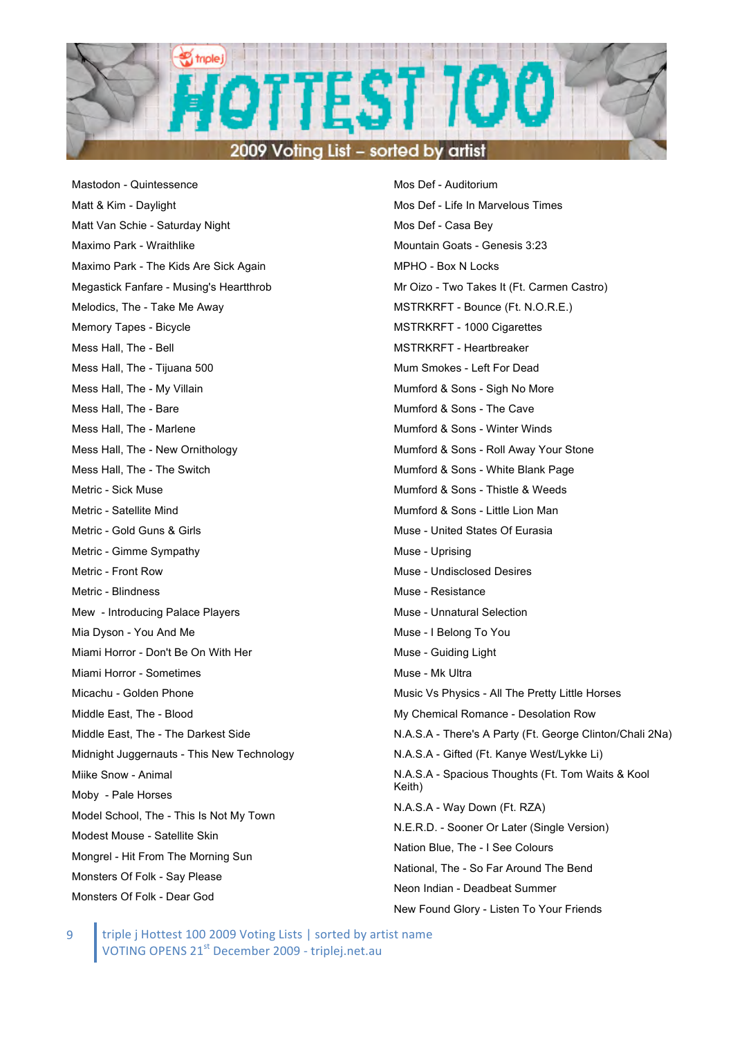# triple j HOTTEST 100

## 2009 Voting List – sorted by artist

Mastodon - Quintessence
Matt & Kim - Daylight
Matt Van Schie - Saturday Night
Maximo Park - Wraithlike
Maximo Park - The Kids Are Sick Again
Megastick Fanfare - Musing's Heartthrob
Melodics, The - Take Me Away
Memory Tapes - Bicycle
Mess Hall, The - Bell
Mess Hall, The - Tijuana 500
Mess Hall, The - My Villain
Mess Hall, The - Bare
Mess Hall, The - Marlene
Mess Hall, The - New Ornithology
Mess Hall, The - The Switch
Metric - Sick Muse
Metric - Satellite Mind
Metric - Gold Guns & Girls
Metric - Gimme Sympathy
Metric - Front Row
Metric - Blindness
Mew - Introducing Palace Players
Mia Dyson - You And Me
Miami Horror - Don't Be On With Her
Miami Horror - Sometimes
Micachu - Golden Phone
Middle East, The - Blood
Middle East, The - The Darkest Side
Midnight Juggernauts - This New Technology
Miike Snow - Animal
Moby - Pale Horses
Model School, The - This Is Not My Town
Modest Mouse - Satellite Skin
Mongrel - Hit From The Morning Sun
Monsters Of Folk - Say Please
Monsters Of Folk - Dear God
Mos Def - Auditorium
Mos Def - Life In Marvelous Times
Mos Def - Casa Bey
Mountain Goats - Genesis 3:23
MPHO - Box N Locks
Mr Oizo - Two Takes It (Ft. Carmen Castro)
MSTRKRFT - Bounce (Ft. N.O.R.E.)
MSTRKRFT - 1000 Cigarettes
MSTRKRFT - Heartbreaker
Mum Smokes - Left For Dead
Mumford & Sons - Sigh No More
Mumford & Sons - The Cave
Mumford & Sons - Winter Winds
Mumford & Sons - Roll Away Your Stone
Mumford & Sons - White Blank Page
Mumford & Sons - Thistle & Weeds
Mumford & Sons - Little Lion Man
Muse - United States Of Eurasia
Muse - Uprising
Muse - Undisclosed Desires
Muse - Resistance
Muse - Unnatural Selection
Muse - I Belong To You
Muse - Guiding Light
Muse - Mk Ultra
Music Vs Physics - All The Pretty Little Horses
My Chemical Romance - Desolation Row
N.A.S.A - There's A Party (Ft. George Clinton/Chali 2Na)
N.A.S.A - Gifted (Ft. Kanye West/Lykke Li)
N.A.S.A - Spacious Thoughts (Ft. Tom Waits & Kool Keith)
N.A.S.A - Way Down (Ft. RZA)
N.E.R.D. - Sooner Or Later (Single Version)
Nation Blue, The - I See Colours
National, The - So Far Around The Bend
Neon Indian - Deadbeat Summer
New Found Glory - Listen To Your Friends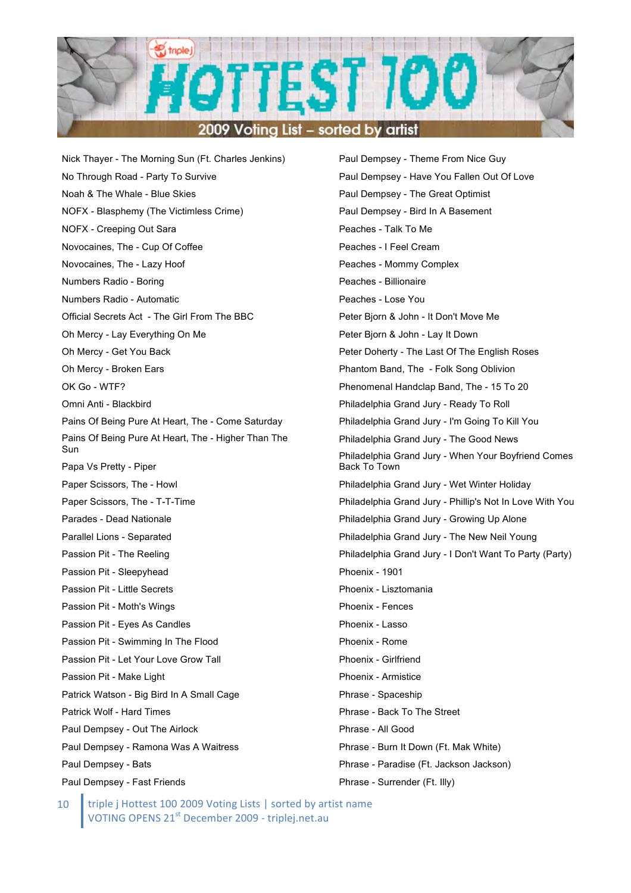# HOTTEST 100

## 2009 Voting List – sorted by artist

Nick Thayer - The Morning Sun (Ft. Charles Jenkins)
No Through Road - Party To Survive
Noah & The Whale - Blue Skies
NOFX - Blasphemy (The Victimless Crime)
NOFX - Creeping Out Sara
Novocaines, The - Cup Of Coffee
Novocaines, The - Lazy Hoof
Numbers Radio - Boring
Numbers Radio - Automatic
Official Secrets Act - The Girl From The BBC
Oh Mercy - Lay Everything On Me
Oh Mercy - Get You Back
Oh Mercy - Broken Ears
OK Go - WTF?
Omni Anti - Blackbird
Pains Of Being Pure At Heart, The - Come Saturday
Pains Of Being Pure At Heart, The - Higher Than The Sun
Papa Vs Pretty - Piper
Paper Scissors, The - Howl
Paper Scissors, The - T-T-Time
Parades - Dead Nationale
Parallel Lions - Separated
Passion Pit - The Reeling
Passion Pit - Sleepyhead
Passion Pit - Little Secrets
Passion Pit - Moth's Wings
Passion Pit - Eyes As Candles
Passion Pit - Swimming In The Flood
Passion Pit - Let Your Love Grow Tall
Passion Pit - Make Light
Patrick Watson - Big Bird In A Small Cage
Patrick Wolf - Hard Times
Paul Dempsey - Out The Airlock
Paul Dempsey - Ramona Was A Waitress
Paul Dempsey - Bats
Paul Dempsey - Fast Friends
Paul Dempsey - Theme From Nice Guy
Paul Dempsey - Have You Fallen Out Of Love
Paul Dempsey - The Great Optimist
Paul Dempsey - Bird In A Basement
Peaches - Talk To Me
Peaches - I Feel Cream
Peaches - Mommy Complex
Peaches - Billionaire
Peaches - Lose You
Peter Bjorn & John - It Don't Move Me
Peter Bjorn & John - Lay It Down
Peter Doherty - The Last Of The English Roses
Phantom Band, The - Folk Song Oblivion
Phenomenal Handclap Band, The - 15 To 20
Philadelphia Grand Jury - Ready To Roll
Philadelphia Grand Jury - I'm Going To Kill You
Philadelphia Grand Jury - The Good News
Philadelphia Grand Jury - When Your Boyfriend Comes Back To Town
Philadelphia Grand Jury - Wet Winter Holiday
Philadelphia Grand Jury - Phillip's Not In Love With You
Philadelphia Grand Jury - Growing Up Alone
Philadelphia Grand Jury - The New Neil Young
Philadelphia Grand Jury - I Don't Want To Party (Party)
Phoenix - 1901
Phoenix - Lisztomania
Phoenix - Fences
Phoenix - Lasso
Phoenix - Rome
Phoenix - Girlfriend
Phoenix - Armistice
Phrase - Spaceship
Phrase - Back To The Street
Phrase - All Good
Phrase - Burn It Down (Ft. Mak White)
Phrase - Paradise (Ft. Jackson Jackson)
Phrase - Surrender (Ft. Illy)

triple j Hottest 100 2009 Voting Lists | sorted by artist name
VOTING OPENS 21st December 2009 - triplej.net.au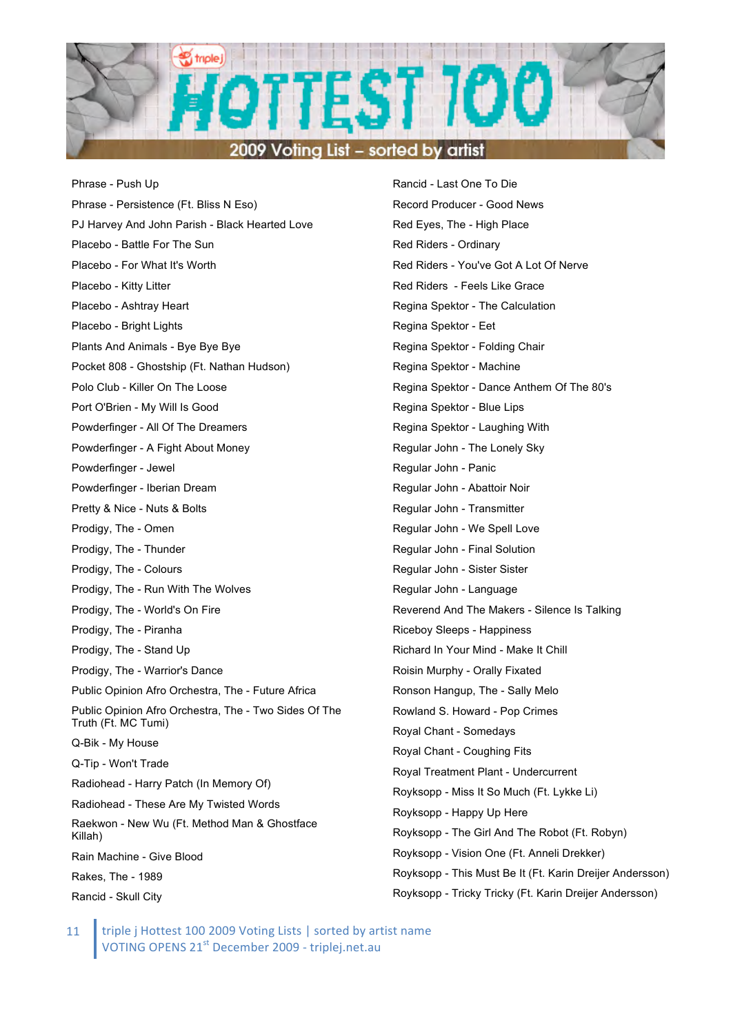# HOTTEST 100

## 2009 Voting List – sorted by artist

Phrase - Push Up
Phrase - Persistence (Ft. Bliss N Eso)
PJ Harvey And John Parish - Black Hearted Love
Placebo - Battle For The Sun
Placebo - For What It's Worth
Placebo - Kitty Litter
Placebo - Ashtray Heart
Placebo - Bright Lights
Plants And Animals - Bye Bye Bye
Pocket 808 - Ghostship (Ft. Nathan Hudson)
Polo Club - Killer On The Loose
Port O'Brien - My Will Is Good
Powderfinger - All Of The Dreamers
Powderfinger - A Fight About Money
Powderfinger - Jewel
Powderfinger - Iberian Dream
Pretty & Nice - Nuts & Bolts
Prodigy, The - Omen
Prodigy, The - Thunder
Prodigy, The - Colours
Prodigy, The - Run With The Wolves
Prodigy, The - World's On Fire
Prodigy, The - Piranha
Prodigy, The - Stand Up
Prodigy, The - Warrior's Dance
Public Opinion Afro Orchestra, The - Future Africa
Public Opinion Afro Orchestra, The - Two Sides Of The Truth (Ft. MC Tumi)
Q-Bik - My House
Q-Tip - Won't Trade
Radiohead - Harry Patch (In Memory Of)
Radiohead - These Are My Twisted Words
Raekwon - New Wu (Ft. Method Man & Ghostface Killah)
Rain Machine - Give Blood
Rakes, The - 1989
Rancid - Skull City
Rancid - Last One To Die
Record Producer - Good News
Red Eyes, The - High Place
Red Riders - Ordinary
Red Riders - You've Got A Lot Of Nerve
Red Riders - Feels Like Grace
Regina Spektor - The Calculation
Regina Spektor - Eet
Regina Spektor - Folding Chair
Regina Spektor - Machine
Regina Spektor - Dance Anthem Of The 80's
Regina Spektor - Blue Lips
Regina Spektor - Laughing With
Regular John - The Lonely Sky
Regular John - Panic
Regular John - Abattoir Noir
Regular John - Transmitter
Regular John - We Spell Love
Regular John - Final Solution
Regular John - Sister Sister
Regular John - Language
Reverend And The Makers - Silence Is Talking
Riceboy Sleeps - Happiness
Richard In Your Mind - Make It Chill
Roisin Murphy - Orally Fixated
Ronson Hangup, The - Sally Melo
Rowland S. Howard - Pop Crimes
Royal Chant - Somedays
Royal Chant - Coughing Fits
Royal Treatment Plant - Undercurrent
Royksopp - Miss It So Much (Ft. Lykke Li)
Royksopp - Happy Up Here
Royksopp - The Girl And The Robot (Ft. Robyn)
Royksopp - Vision One (Ft. Anneli Drekker)
Royksopp - This Must Be It (Ft. Karin Dreijer Andersson)
Royksopp - Tricky Tricky (Ft. Karin Dreijer Andersson)

triple j Hottest 100 2009 Voting Lists | sorted by artist name
VOTING OPENS 21st December 2009 - triplej.net.au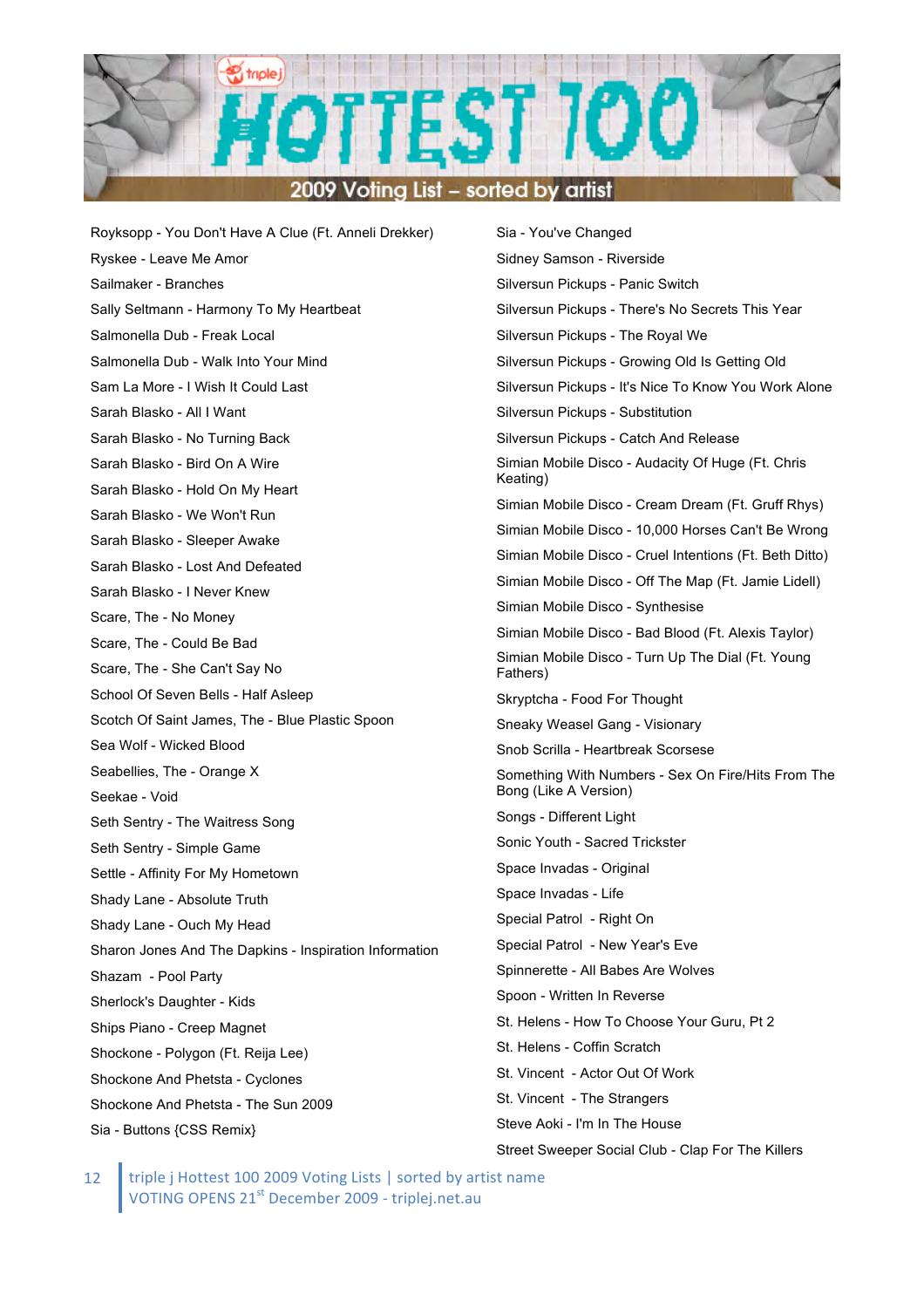# HOTTEST 100

## 2009 Voting List – sorted by artist

Royksopp - You Don't Have A Clue (Ft. Anneli Drekker)
Ryskee - Leave Me Amor
Sailmaker - Branches
Sally Seltmann - Harmony To My Heartbeat
Salmonella Dub - Freak Local
Salmonella Dub - Walk Into Your Mind
Sam La More - I Wish It Could Last
Sarah Blasko - All I Want
Sarah Blasko - No Turning Back
Sarah Blasko - Bird On A Wire
Sarah Blasko - Hold On My Heart
Sarah Blasko - We Won't Run
Sarah Blasko - Sleeper Awake
Sarah Blasko - Lost And Defeated
Sarah Blasko - I Never Knew
Scare, The - No Money
Scare, The - Could Be Bad
Scare, The - She Can't Say No
School Of Seven Bells - Half Asleep
Scotch Of Saint James, The - Blue Plastic Spoon
Sea Wolf - Wicked Blood
Seabellies, The - Orange X
Seekae - Void
Seth Sentry - The Waitress Song
Seth Sentry - Simple Game
Settle - Affinity For My Hometown
Shady Lane - Absolute Truth
Shady Lane - Ouch My Head
Sharon Jones And The Dapkins - Inspiration Information
Shazam - Pool Party
Sherlock's Daughter - Kids
Ships Piano - Creep Magnet
Shockone - Polygon (Ft. Reija Lee)
Shockone And Phetsta - Cyclones
Shockone And Phetsta - The Sun 2009
Sia - Buttons {CSS Remix}
Sia - You've Changed
Sidney Samson - Riverside
Silversun Pickups - Panic Switch
Silversun Pickups - There's No Secrets This Year
Silversun Pickups - The Royal We
Silversun Pickups - Growing Old Is Getting Old
Silversun Pickups - It's Nice To Know You Work Alone
Silversun Pickups - Substitution
Silversun Pickups - Catch And Release
Simian Mobile Disco - Audacity Of Huge (Ft. Chris Keating)
Simian Mobile Disco - Cream Dream (Ft. Gruff Rhys)
Simian Mobile Disco - 10,000 Horses Can't Be Wrong
Simian Mobile Disco - Cruel Intentions (Ft. Beth Ditto)
Simian Mobile Disco - Off The Map (Ft. Jamie Lidell)
Simian Mobile Disco - Synthesise
Simian Mobile Disco - Bad Blood (Ft. Alexis Taylor)
Simian Mobile Disco - Turn Up The Dial (Ft. Young Fathers)
Skryptcha - Food For Thought
Sneaky Weasel Gang - Visionary
Snob Scrilla - Heartbreak Scorsese
Something With Numbers - Sex On Fire/Hits From The Bong (Like A Version)
Songs - Different Light
Sonic Youth - Sacred Trickster
Space Invadas - Original
Space Invadas - Life
Special Patrol - Right On
Special Patrol - New Year's Eve
Spinnerette - All Babes Are Wolves
Spoon - Written In Reverse
St. Helens - How To Choose Your Guru, Pt 2
St. Helens - Coffin Scratch
St. Vincent - Actor Out Of Work
St. Vincent - The Strangers
Steve Aoki - I'm In The House
Street Sweeper Social Club - Clap For The Killers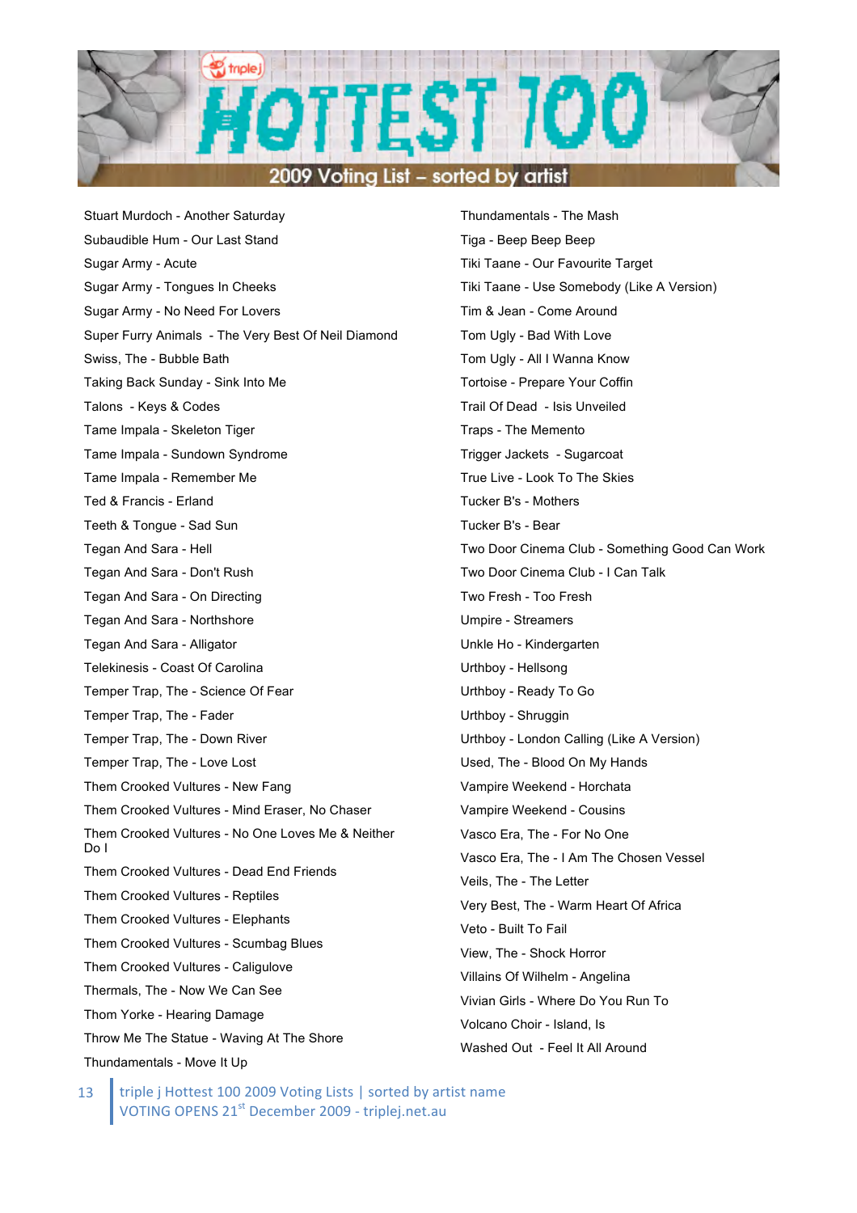# 2009 Voting List – sorted by artist

Stuart Murdoch - Another Saturday
Subaudible Hum - Our Last Stand
Sugar Army - Acute
Sugar Army - Tongues In Cheeks
Sugar Army - No Need For Lovers
Super Furry Animals - The Very Best Of Neil Diamond
Swiss, The - Bubble Bath
Taking Back Sunday - Sink Into Me
Talons - Keys & Codes
Tame Impala - Skeleton Tiger
Tame Impala - Sundown Syndrome
Tame Impala - Remember Me
Ted & Francis - Erland
Teeth & Tongue - Sad Sun
Tegan And Sara - Hell
Tegan And Sara - Don't Rush
Tegan And Sara - On Directing
Tegan And Sara - Northshore
Tegan And Sara - Alligator
Telekinesis - Coast Of Carolina
Temper Trap, The - Science Of Fear
Temper Trap, The - Fader
Temper Trap, The - Down River
Temper Trap, The - Love Lost
Them Crooked Vultures - New Fang
Them Crooked Vultures - Mind Eraser, No Chaser
Them Crooked Vultures - No One Loves Me & Neither Do I
Them Crooked Vultures - Dead End Friends
Them Crooked Vultures - Reptiles
Them Crooked Vultures - Elephants
Them Crooked Vultures - Scumbag Blues
Them Crooked Vultures - Caligulove
Thermals, The - Now We Can See
Thom Yorke - Hearing Damage
Throw Me The Statue - Waving At The Shore
Thundamentals - Move It Up
Thundamentals - The Mash
Tiga - Beep Beep Beep
Tiki Taane - Our Favourite Target
Tiki Taane - Use Somebody (Like A Version)
Tim & Jean - Come Around
Tom Ugly - Bad With Love
Tom Ugly - All I Wanna Know
Tortoise - Prepare Your Coffin
Trail Of Dead - Isis Unveiled
Traps - The Memento
Trigger Jackets - Sugarcoat
True Live - Look To The Skies
Tucker B's - Mothers
Tucker B's - Bear
Two Door Cinema Club - Something Good Can Work
Two Door Cinema Club - I Can Talk
Two Fresh - Too Fresh
Umpire - Streamers
Unkle Ho - Kindergarten
Urthboy - Hellsong
Urthboy - Ready To Go
Urthboy - Shruggin
Urthboy - London Calling (Like A Version)
Used, The - Blood On My Hands
Vampire Weekend - Horchata
Vampire Weekend - Cousins
Vasco Era, The - For No One
Vasco Era, The - I Am The Chosen Vessel
Veils, The - The Letter
Very Best, The - Warm Heart Of Africa
Veto - Built To Fail
View, The - Shock Horror
Villains Of Wilhelm - Angelina
Vivian Girls - Where Do You Run To
Volcano Choir - Island, Is
Washed Out - Feel It All Around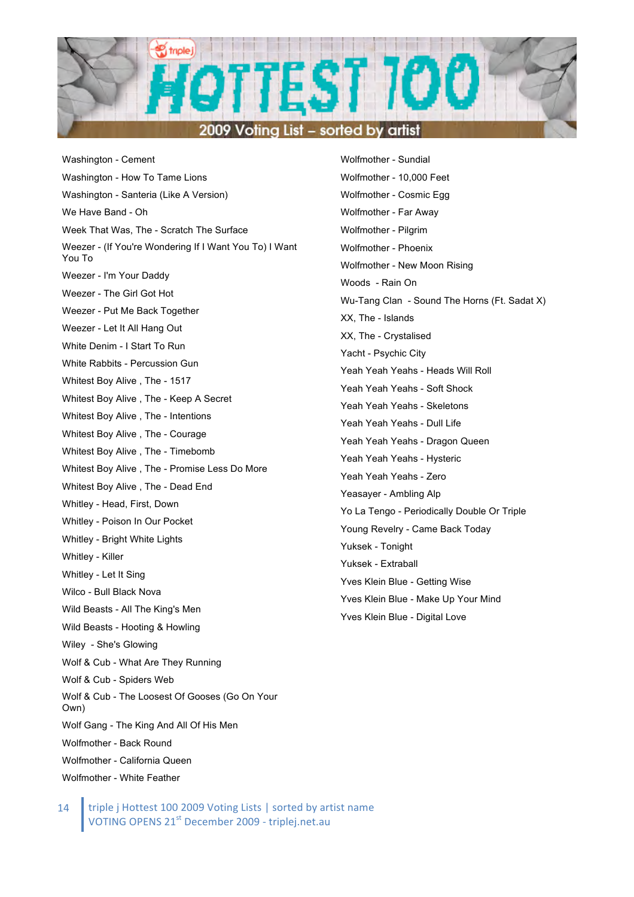# 2009 Voting List – sorted by artist

Washington - Cement
Washington - How To Tame Lions
Washington - Santeria (Like A Version)
We Have Band - Oh
Week That Was, The - Scratch The Surface
Weezer - (If You're Wondering If I Want You To) I Want You To
Weezer - I'm Your Daddy
Weezer - The Girl Got Hot
Weezer - Put Me Back Together
Weezer - Let It All Hang Out
White Denim - I Start To Run
White Rabbits - Percussion Gun
Whitest Boy Alive , The - 1517
Whitest Boy Alive , The - Keep A Secret
Whitest Boy Alive , The - Intentions
Whitest Boy Alive , The - Courage
Whitest Boy Alive , The - Timebomb
Whitest Boy Alive , The - Promise Less Do More
Whitest Boy Alive , The - Dead End
Whitley - Head, First, Down
Whitley - Poison In Our Pocket
Whitley - Bright White Lights
Whitley - Killer
Whitley - Let It Sing
Wilco - Bull Black Nova
Wild Beasts - All The King's Men
Wild Beasts - Hooting & Howling
Wiley - She's Glowing
Wolf & Cub - What Are They Running
Wolf & Cub - Spiders Web
Wolf & Cub - The Loosest Of Gooses (Go On Your Own)
Wolf Gang - The King And All Of His Men
Wolfmother - Back Round
Wolfmother - California Queen
Wolfmother - White Feather
Wolfmother - Sundial
Wolfmother - 10,000 Feet
Wolfmother - Cosmic Egg
Wolfmother - Far Away
Wolfmother - Pilgrim
Wolfmother - Phoenix
Wolfmother - New Moon Rising
Woods - Rain On
Wu-Tang Clan - Sound The Horns (Ft. Sadat X)
XX, The - Islands
XX, The - Crystalised
Yacht - Psychic City
Yeah Yeah Yeahs - Heads Will Roll
Yeah Yeah Yeahs - Soft Shock
Yeah Yeah Yeahs - Skeletons
Yeah Yeah Yeahs - Dull Life
Yeah Yeah Yeahs - Dragon Queen
Yeah Yeah Yeahs - Hysteric
Yeah Yeah Yeahs - Zero
Yeasayer - Ambling Alp
Yo La Tengo - Periodically Double Or Triple
Young Revelry - Came Back Today
Yuksek - Tonight
Yuksek - Extraball
Yves Klein Blue - Getting Wise
Yves Klein Blue - Make Up Your Mind
Yves Klein Blue - Digital Love